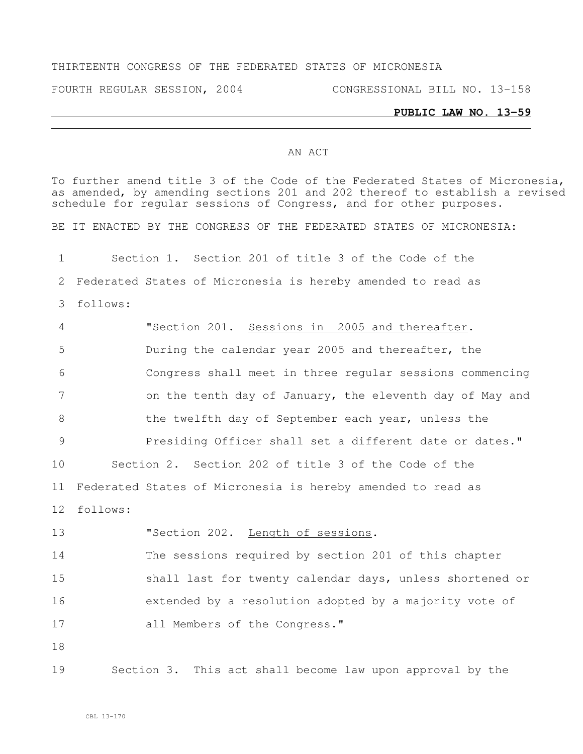THIRTEENTH CONGRESS OF THE FEDERATED STATES OF MICRONESIA

FOURTH REGULAR SESSION, 2004 CONGRESSIONAL BILL NO. 13-158

**PUBLIC LAW NO. 13-59**

AN ACT

To further amend title 3 of the Code of the Federated States of Micronesia, as amended, by amending sections 201 and 202 thereof to establish a revised schedule for regular sessions of Congress, and for other purposes.

BE IT ENACTED BY THE CONGRESS OF THE FEDERATED STATES OF MICRONESIA:

1 Section 1. Section 201 of title 3 of the Code of the
2 Federated States of Micronesia is hereby amended to read as
3 follows:
4 "Section 201. Sessions in 2005 and thereafter.
5 During the calendar year 2005 and thereafter, the
6 Congress shall meet in three regular sessions commencing
7 on the tenth day of January, the eleventh day of May and
8 the twelfth day of September each year, unless the
9 Presiding Officer shall set a different date or dates."
10 Section 2. Section 202 of title 3 of the Code of the
11 Federated States of Micronesia is hereby amended to read as
12 follows:
13 "Section 202. Length of sessions.
14 The sessions required by section 201 of this chapter
15 shall last for twenty calendar days, unless shortened or
16 extended by a resolution adopted by a majority vote of
17 all Members of the Congress."
18
19 Section 3. This act shall become law upon approval by the

CBL 13-170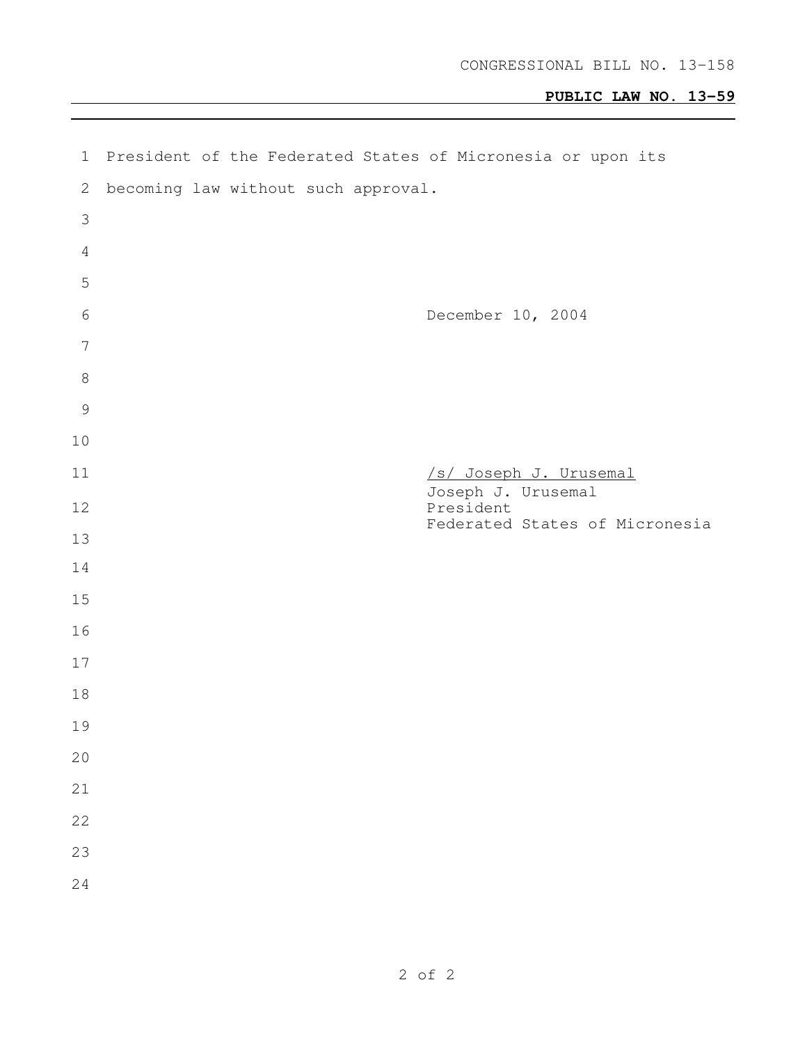CONGRESSIONAL BILL NO. 13-158

**PUBLIC LAW NO. 13-59**

President of the Federated States of Micronesia or upon its becoming law without such approval.

December 10, 2004

/s/ Joseph J. Urusemal

Joseph J. Urusemal
President
Federated States of Micronesia